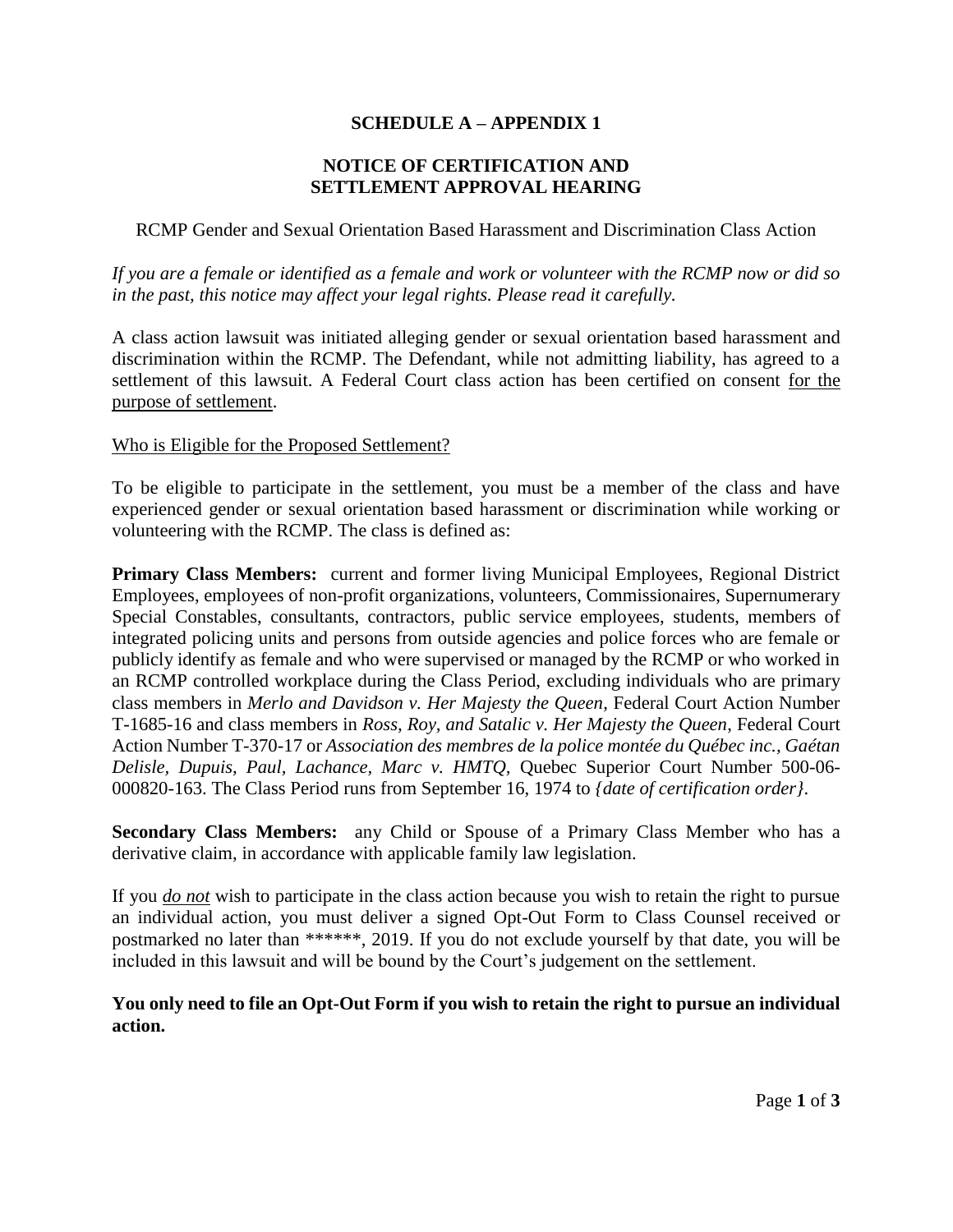# SCHEDULE A – APPENDIX 1

## NOTICE OF CERTIFICATION AND SETTLEMENT APPROVAL HEARING

RCMP Gender and Sexual Orientation Based Harassment and Discrimination Class Action

*If you are a female or identified as a female and work or volunteer with the RCMP now or did so in the past, this notice may affect your legal rights. Please read it carefully.*

A class action lawsuit was initiated alleging gender or sexual orientation based harassment and discrimination within the RCMP. The Defendant, while not admitting liability, has agreed to a settlement of this lawsuit. A Federal Court class action has been certified on consent <u>for the purpose of settlement</u>.

<u>Who is Eligible for the Proposed Settlement?</u>

To be eligible to participate in the settlement, you must be a member of the class and have experienced gender or sexual orientation based harassment or discrimination while working or volunteering with the RCMP. The class is defined as:

**Primary Class Members:** current and former living Municipal Employees, Regional District Employees, employees of non-profit organizations, volunteers, Commissionaires, Supernumerary Special Constables, consultants, contractors, public service employees, students, members of integrated policing units and persons from outside agencies and police forces who are female or publicly identify as female and who were supervised or managed by the RCMP or who worked in an RCMP controlled workplace during the Class Period, excluding individuals who are primary class members in *Merlo and Davidson v. Her Majesty the Queen*, Federal Court Action Number T-1685-16 and class members in *Ross, Roy, and Satalic v. Her Majesty the Queen*, Federal Court Action Number T-370-17 or *Association des membres de la police montée du Québec inc., Gaétan Delisle, Dupuis, Paul, Lachance, Marc v. HMTQ,* Quebec Superior Court Number 500-06-000820-163. The Class Period runs from September 16, 1974 to *{date of certification order}*.

**Secondary Class Members:** any Child or Spouse of a Primary Class Member who has a derivative claim, in accordance with applicable family law legislation.

If you ***do not*** wish to participate in the class action because you wish to retain the right to pursue an individual action, you must deliver a signed Opt-Out Form to Class Counsel received or postmarked no later than ******, 2019. If you do not exclude yourself by that date, you will be included in this lawsuit and will be bound by the Court's judgement on the settlement.

**You only need to file an Opt-Out Form if you wish to retain the right to pursue an individual action.**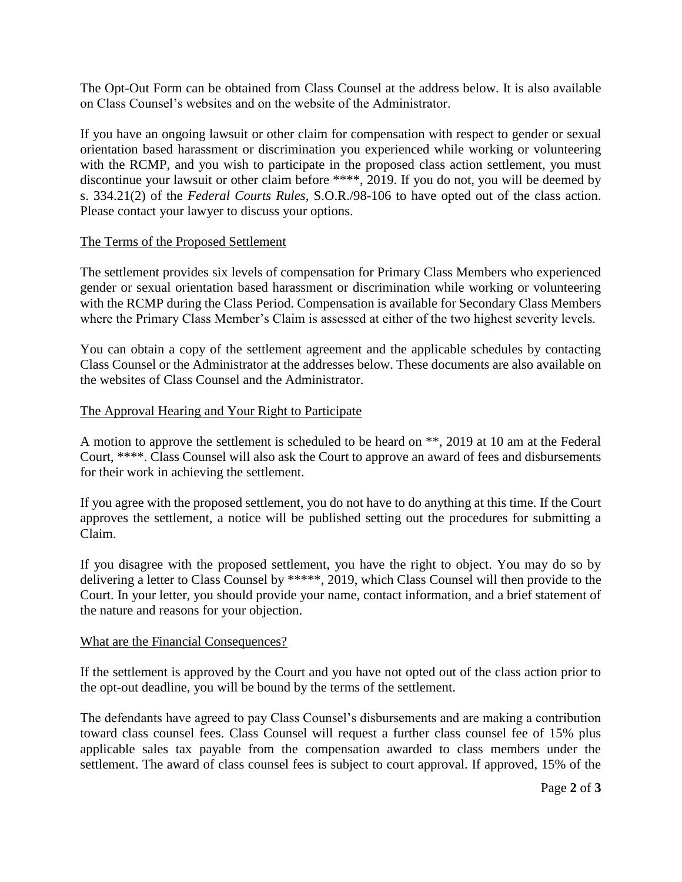The Opt-Out Form can be obtained from Class Counsel at the address below. It is also available on Class Counsel's websites and on the website of the Administrator.

If you have an ongoing lawsuit or other claim for compensation with respect to gender or sexual orientation based harassment or discrimination you experienced while working or volunteering with the RCMP, and you wish to participate in the proposed class action settlement, you must discontinue your lawsuit or other claim before ****, 2019. If you do not, you will be deemed by s. 334.21(2) of the *Federal Courts Rules*, S.O.R./98-106 to have opted out of the class action. Please contact your lawyer to discuss your options.

<u>The Terms of the Proposed Settlement</u>

The settlement provides six levels of compensation for Primary Class Members who experienced gender or sexual orientation based harassment or discrimination while working or volunteering with the RCMP during the Class Period. Compensation is available for Secondary Class Members where the Primary Class Member's Claim is assessed at either of the two highest severity levels.

You can obtain a copy of the settlement agreement and the applicable schedules by contacting Class Counsel or the Administrator at the addresses below. These documents are also available on the websites of Class Counsel and the Administrator.

<u>The Approval Hearing and Your Right to Participate</u>

A motion to approve the settlement is scheduled to be heard on **, 2019 at 10 am at the Federal Court, ****. Class Counsel will also ask the Court to approve an award of fees and disbursements for their work in achieving the settlement.

If you agree with the proposed settlement, you do not have to do anything at this time. If the Court approves the settlement, a notice will be published setting out the procedures for submitting a Claim.

If you disagree with the proposed settlement, you have the right to object. You may do so by delivering a letter to Class Counsel by *****, 2019, which Class Counsel will then provide to the Court. In your letter, you should provide your name, contact information, and a brief statement of the nature and reasons for your objection.

<u>What are the Financial Consequences?</u>

If the settlement is approved by the Court and you have not opted out of the class action prior to the opt-out deadline, you will be bound by the terms of the settlement.

The defendants have agreed to pay Class Counsel's disbursements and are making a contribution toward class counsel fees. Class Counsel will request a further class counsel fee of 15% plus applicable sales tax payable from the compensation awarded to class members under the settlement. The award of class counsel fees is subject to court approval. If approved, 15% of the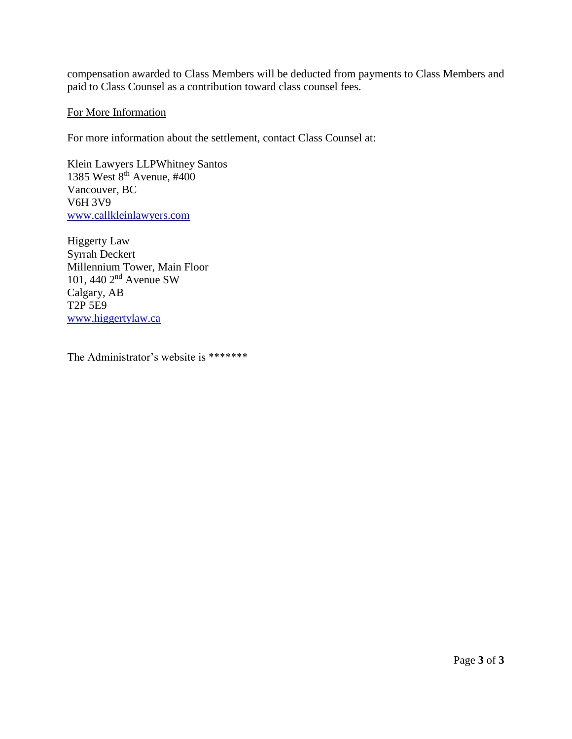compensation awarded to Class Members will be deducted from payments to Class Members and paid to Class Counsel as a contribution toward class counsel fees.

For More Information

For more information about the settlement, contact Class Counsel at:

Klein Lawyers LLPWhitney Santos
1385 West 8th Avenue, #400
Vancouver, BC
V6H 3V9
www.callkleinlawyers.com

Higgerty Law
Syrrah Deckert
Millennium Tower, Main Floor
101, 440 2nd Avenue SW
Calgary, AB
T2P 5E9
www.higgertylaw.ca

The Administrator's website is *******